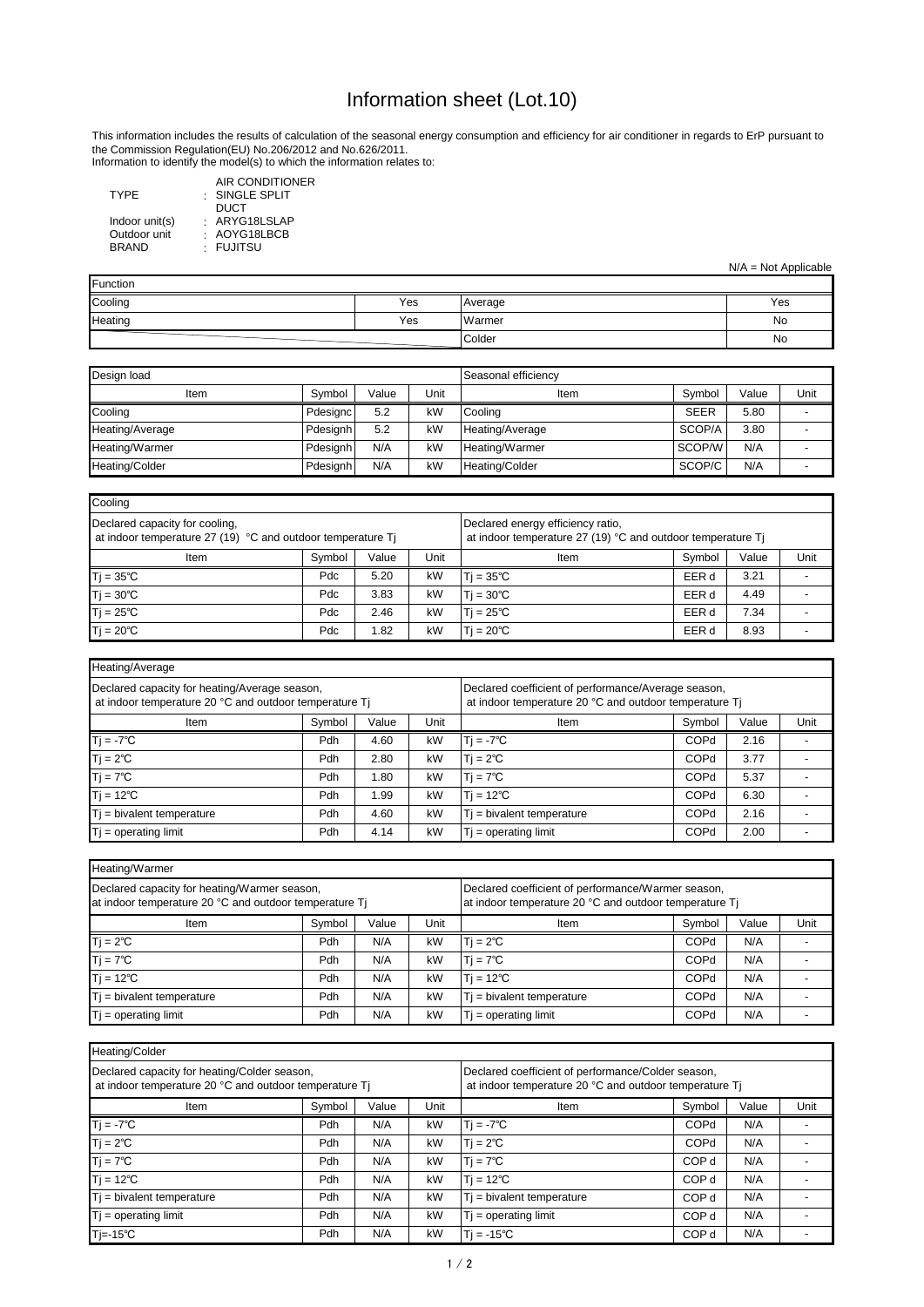# Information sheet (Lot.10)

This information includes the results of calculation of the seasonal energy consumption and efficiency for air conditioner in regards to ErP pursuant to the Commission Regulation(EU) No.206/2012 and No.626/2011.
Information to identify the model(s) to which the information relates to:

| | | |
|---|---|---|
| TYPE | : | AIR CONDITIONER<br>SINGLE SPLIT<br>DUCT |
| Indoor unit(s) | : | ARYG18LSLAP |
| Outdoor unit | : | AOYG18LBCB |
| BRAND | : | FUJITSU |

N/A = Not Applicable

| Function | | | |
|---|---|---|---|
| Cooling | Yes | Average | Yes |
| Heating | Yes | Warmer | No |
| | | Colder | No |

| Design load | | | | Seasonal efficiency | | | |
|---|---|---|---|---|---|---|---|
| Item | Symbol | Value | Unit | Item | Symbol | Value | Unit |
| Cooling | Pdesignc | 5.2 | kW | Cooling | SEER | 5.80 | - |
| Heating/Average | Pdesignh | 5.2 | kW | Heating/Average | SCOP/A | 3.80 | - |
| Heating/Warmer | Pdesignh | N/A | kW | Heating/Warmer | SCOP/W | N/A | - |
| Heating/Colder | Pdesignh | N/A | kW | Heating/Colder | SCOP/C | N/A | - |

| Cooling | | | | | | | |
|---|---|---|---|---|---|---|---|
| Declared capacity for cooling, at indoor temperature 27 (19) °C and outdoor temperature Tj | | | | Declared energy efficiency ratio, at indoor temperature 27 (19) °C and outdoor temperature Tj | | | |
| Item | Symbol | Value | Unit | Item | Symbol | Value | Unit |
| Tj = 35℃ | Pdc | 5.20 | kW | Tj = 35℃ | EER d | 3.21 | - |
| Tj = 30℃ | Pdc | 3.83 | kW | Tj = 30℃ | EER d | 4.49 | - |
| Tj = 25℃ | Pdc | 2.46 | kW | Tj = 25℃ | EER d | 7.34 | - |
| Tj = 20℃ | Pdc | 1.82 | kW | Tj = 20℃ | EER d | 8.93 | - |

| Heating/Average | | | | | | | |
|---|---|---|---|---|---|---|---|
| Declared capacity for heating/Average season, at indoor temperature 20 °C and outdoor temperature Tj | | | | Declared coefficient of performance/Average season, at indoor temperature 20 °C and outdoor temperature Tj | | | |
| Item | Symbol | Value | Unit | Item | Symbol | Value | Unit |
| Tj = -7℃ | Pdh | 4.60 | kW | Tj = -7℃ | COPd | 2.16 | - |
| Tj = 2℃ | Pdh | 2.80 | kW | Tj = 2℃ | COPd | 3.77 | - |
| Tj = 7℃ | Pdh | 1.80 | kW | Tj = 7℃ | COPd | 5.37 | - |
| Tj = 12℃ | Pdh | 1.99 | kW | Tj = 12℃ | COPd | 6.30 | - |
| Tj = bivalent temperature | Pdh | 4.60 | kW | Tj = bivalent temperature | COPd | 2.16 | - |
| Tj = operating limit | Pdh | 4.14 | kW | Tj = operating limit | COPd | 2.00 | - |

| Heating/Warmer | | | | | | | |
|---|---|---|---|---|---|---|---|
| Declared capacity for heating/Warmer season, at indoor temperature 20 °C and outdoor temperature Tj | | | | Declared coefficient of performance/Warmer season, at indoor temperature 20 °C and outdoor temperature Tj | | | |
| Item | Symbol | Value | Unit | Item | Symbol | Value | Unit |
| Tj = 2℃ | Pdh | N/A | kW | Tj = 2℃ | COPd | N/A | - |
| Tj = 7℃ | Pdh | N/A | kW | Tj = 7℃ | COPd | N/A | - |
| Tj = 12℃ | Pdh | N/A | kW | Tj = 12℃ | COPd | N/A | - |
| Tj = bivalent temperature | Pdh | N/A | kW | Tj = bivalent temperature | COPd | N/A | - |
| Tj = operating limit | Pdh | N/A | kW | Tj = operating limit | COPd | N/A | - |

| Heating/Colder | | | | | | | |
|---|---|---|---|---|---|---|---|
| Declared capacity for heating/Colder season, at indoor temperature 20 °C and outdoor temperature Tj | | | | Declared coefficient of performance/Colder season, at indoor temperature 20 °C and outdoor temperature Tj | | | |
| Item | Symbol | Value | Unit | Item | Symbol | Value | Unit |
| Tj = -7℃ | Pdh | N/A | kW | Tj = -7℃ | COPd | N/A | - |
| Tj = 2℃ | Pdh | N/A | kW | Tj = 2℃ | COPd | N/A | - |
| Tj = 7℃ | Pdh | N/A | kW | Tj = 7℃ | COP d | N/A | - |
| Tj = 12℃ | Pdh | N/A | kW | Tj = 12℃ | COP d | N/A | - |
| Tj = bivalent temperature | Pdh | N/A | kW | Tj = bivalent temperature | COP d | N/A | - |
| Tj = operating limit | Pdh | N/A | kW | Tj = operating limit | COP d | N/A | - |
| Tj=-15℃ | Pdh | N/A | kW | Tj = -15℃ | COP d | N/A | - |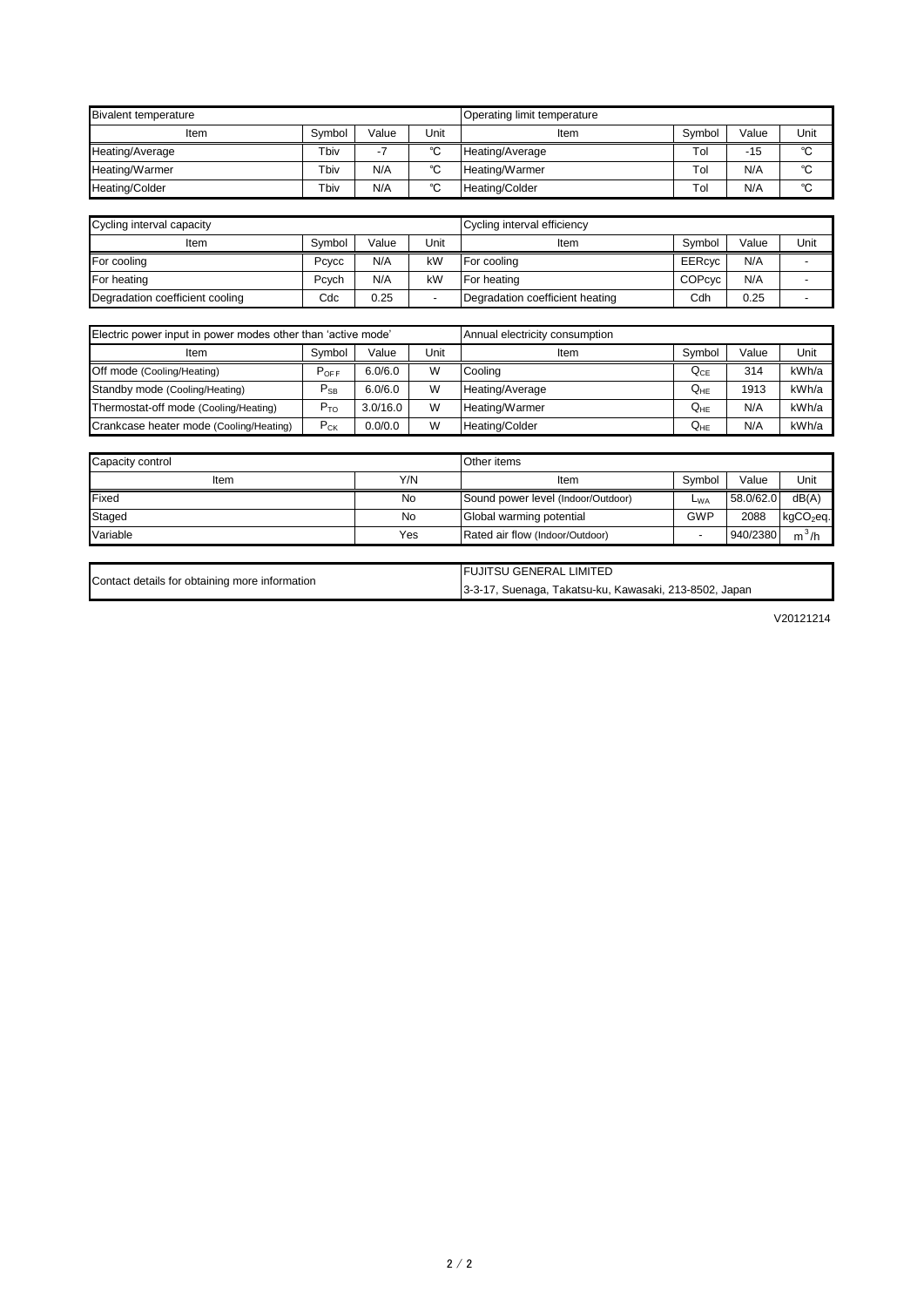| Bivalent temperature | | | | Operating limit temperature | | | |
|---|---|---|---|---|---|---|---|
| Item | Symbol | Value | Unit | Item | Symbol | Value | Unit |
| Heating/Average | Tbiv | -7 | ℃ | Heating/Average | Tol | -15 | ℃ |
| Heating/Warmer | Tbiv | N/A | ℃ | Heating/Warmer | Tol | N/A | ℃ |
| Heating/Colder | Tbiv | N/A | ℃ | Heating/Colder | Tol | N/A | ℃ |

| Cycling interval capacity | | | | Cycling interval efficiency | | | |
|---|---|---|---|---|---|---|---|
| Item | Symbol | Value | Unit | Item | Symbol | Value | Unit |
| For cooling | Pcycc | N/A | kW | For cooling | EERcyc | N/A | - |
| For heating | Pcych | N/A | kW | For heating | COPcyc | N/A | - |
| Degradation coefficient cooling | Cdc | 0.25 | - | Degradation coefficient heating | Cdh | 0.25 | - |

| Electric power input in power modes other than 'active mode' | | | | Annual electricity consumption | | | |
|---|---|---|---|---|---|---|---|
| Item | Symbol | Value | Unit | Item | Symbol | Value | Unit |
| Off mode (Cooling/Heating) | $P_{OFF}$ | 6.0/6.0 | W | Cooling | $Q_{CE}$ | 314 | kWh/a |
| Standby mode (Cooling/Heating) | $P_{SB}$ | 6.0/6.0 | W | Heating/Average | $Q_{HE}$ | 1913 | kWh/a |
| Thermostat-off mode (Cooling/Heating) | $P_{TO}$ | 3.0/16.0 | W | Heating/Warmer | $Q_{HE}$ | N/A | kWh/a |
| Crankcase heater mode (Cooling/Heating) | $P_{CK}$ | 0.0/0.0 | W | Heating/Colder | $Q_{HE}$ | N/A | kWh/a |

| Capacity control | | Other items | | | |
|---|---|---|---|---|---|
| Item | Y/N | Item | Symbol | Value | Unit |
| Fixed | No | Sound power level (Indoor/Outdoor) | $L_{WA}$ | 58.0/62.0 | dB(A) |
| Staged | No | Global warming potential | GWP | 2088 | $kgCO_2eq.$ |
| Variable | Yes | Rated air flow (Indoor/Outdoor) | - | 940/2380 | $m^3/h$ |

| | |
|---|---|
| Contact details for obtaining more information | FUJITSU GENERAL LIMITED<br>3-3-17, Suenaga, Takatsu-ku, Kawasaki, 213-8502, Japan |

V20121214